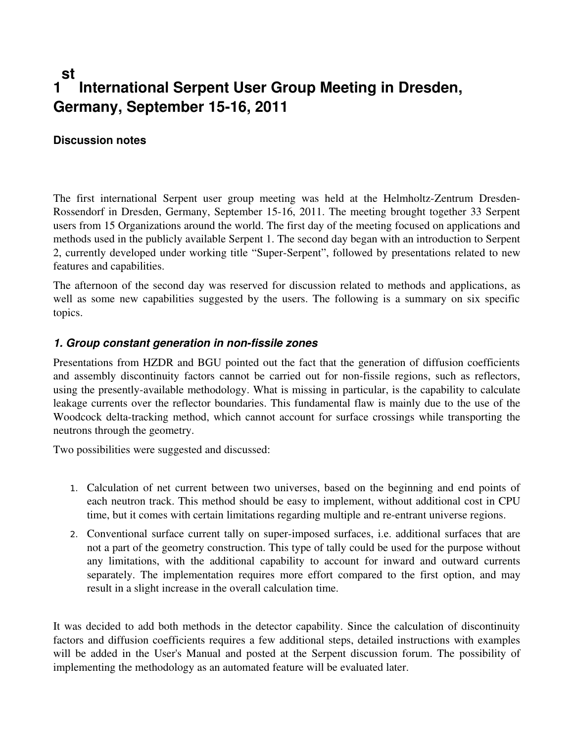# 1st International Serpent User Group Meeting in Dresden, Germany, September 15-16, 2011

### Discussion notes

The first international Serpent user group meeting was held at the Helmholtz-Zentrum Dresden-Rossendorf in Dresden, Germany, September 15-16, 2011. The meeting brought together 33 Serpent users from 15 Organizations around the world. The first day of the meeting focused on applications and methods used in the publicly available Serpent 1. The second day began with an introduction to Serpent 2, currently developed under working title "Super-Serpent", followed by presentations related to new features and capabilities.

The afternoon of the second day was reserved for discussion related to methods and applications, as well as some new capabilities suggested by the users. The following is a summary on six specific topics.

## *1. Group constant generation in non-fissile zones*

Presentations from HZDR and BGU pointed out the fact that the generation of diffusion coefficients and assembly discontinuity factors cannot be carried out for non-fissile regions, such as reflectors, using the presently-available methodology. What is missing in particular, is the capability to calculate leakage currents over the reflector boundaries. This fundamental flaw is mainly due to the use of the Woodcock delta-tracking method, which cannot account for surface crossings while transporting the neutrons through the geometry.

Two possibilities were suggested and discussed:

1. Calculation of net current between two universes, based on the beginning and end points of each neutron track. This method should be easy to implement, without additional cost in CPU time, but it comes with certain limitations regarding multiple and re-entrant universe regions.
2. Conventional surface current tally on super-imposed surfaces, i.e. additional surfaces that are not a part of the geometry construction. This type of tally could be used for the purpose without any limitations, with the additional capability to account for inward and outward currents separately. The implementation requires more effort compared to the first option, and may result in a slight increase in the overall calculation time.

It was decided to add both methods in the detector capability. Since the calculation of discontinuity factors and diffusion coefficients requires a few additional steps, detailed instructions with examples will be added in the User's Manual and posted at the Serpent discussion forum. The possibility of implementing the methodology as an automated feature will be evaluated later.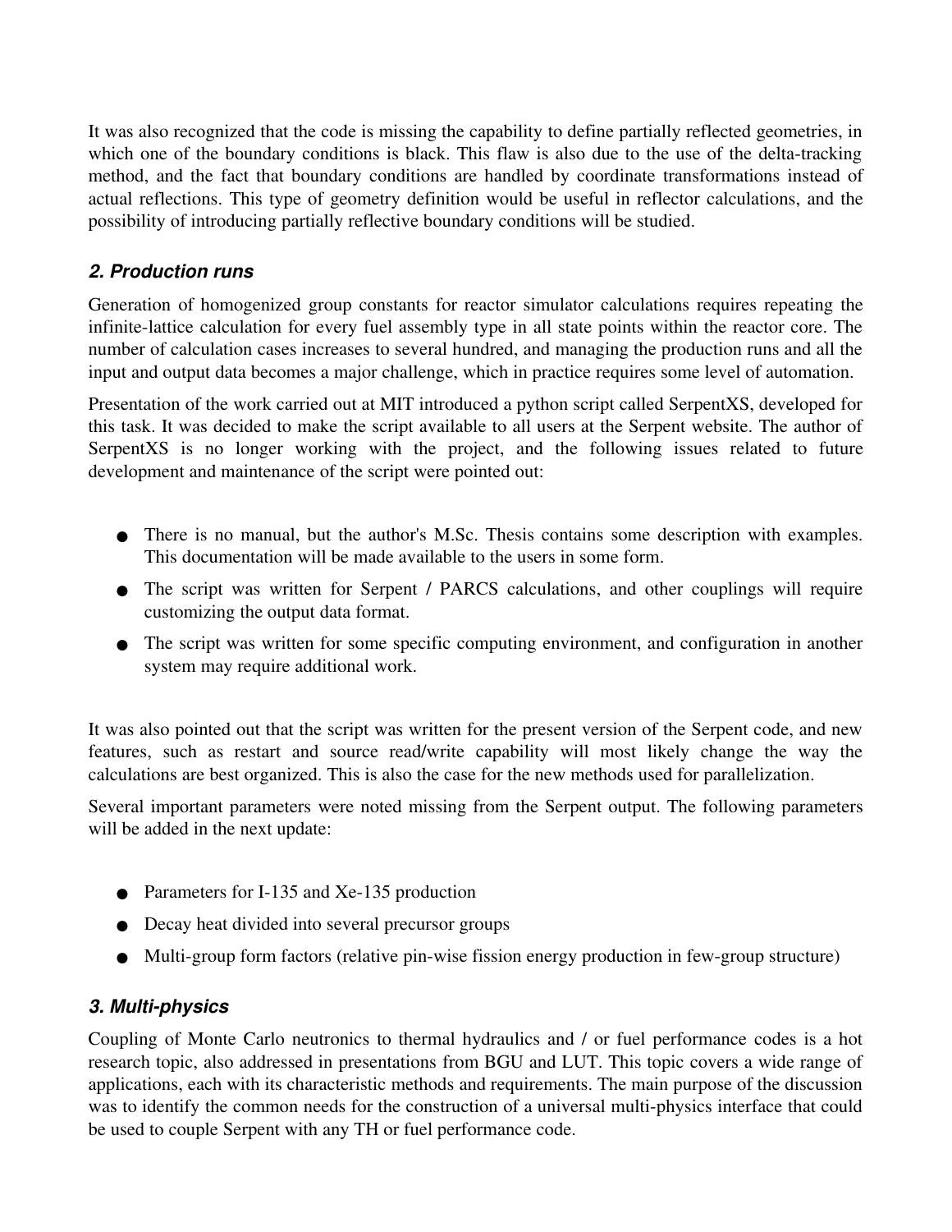It was also recognized that the code is missing the capability to define partially reflected geometries, in which one of the boundary conditions is black. This flaw is also due to the use of the delta-tracking method, and the fact that boundary conditions are handled by coordinate transformations instead of actual reflections. This type of geometry definition would be useful in reflector calculations, and the possibility of introducing partially reflective boundary conditions will be studied.

### *2. Production runs*

Generation of homogenized group constants for reactor simulator calculations requires repeating the infinite-lattice calculation for every fuel assembly type in all state points within the reactor core. The number of calculation cases increases to several hundred, and managing the production runs and all the input and output data becomes a major challenge, which in practice requires some level of automation.

Presentation of the work carried out at MIT introduced a python script called SerpentXS, developed for this task. It was decided to make the script available to all users at the Serpent website. The author of SerpentXS is no longer working with the project, and the following issues related to future development and maintenance of the script were pointed out:

- There is no manual, but the author's M.Sc. Thesis contains some description with examples. This documentation will be made available to the users in some form.
- The script was written for Serpent / PARCS calculations, and other couplings will require customizing the output data format.
- The script was written for some specific computing environment, and configuration in another system may require additional work.

It was also pointed out that the script was written for the present version of the Serpent code, and new features, such as restart and source read/write capability will most likely change the way the calculations are best organized. This is also the case for the new methods used for parallelization.

Several important parameters were noted missing from the Serpent output. The following parameters will be added in the next update:

- Parameters for I-135 and Xe-135 production
- Decay heat divided into several precursor groups
- Multi-group form factors (relative pin-wise fission energy production in few-group structure)

### *3. Multi-physics*

Coupling of Monte Carlo neutronics to thermal hydraulics and / or fuel performance codes is a hot research topic, also addressed in presentations from BGU and LUT. This topic covers a wide range of applications, each with its characteristic methods and requirements. The main purpose of the discussion was to identify the common needs for the construction of a universal multi-physics interface that could be used to couple Serpent with any TH or fuel performance code.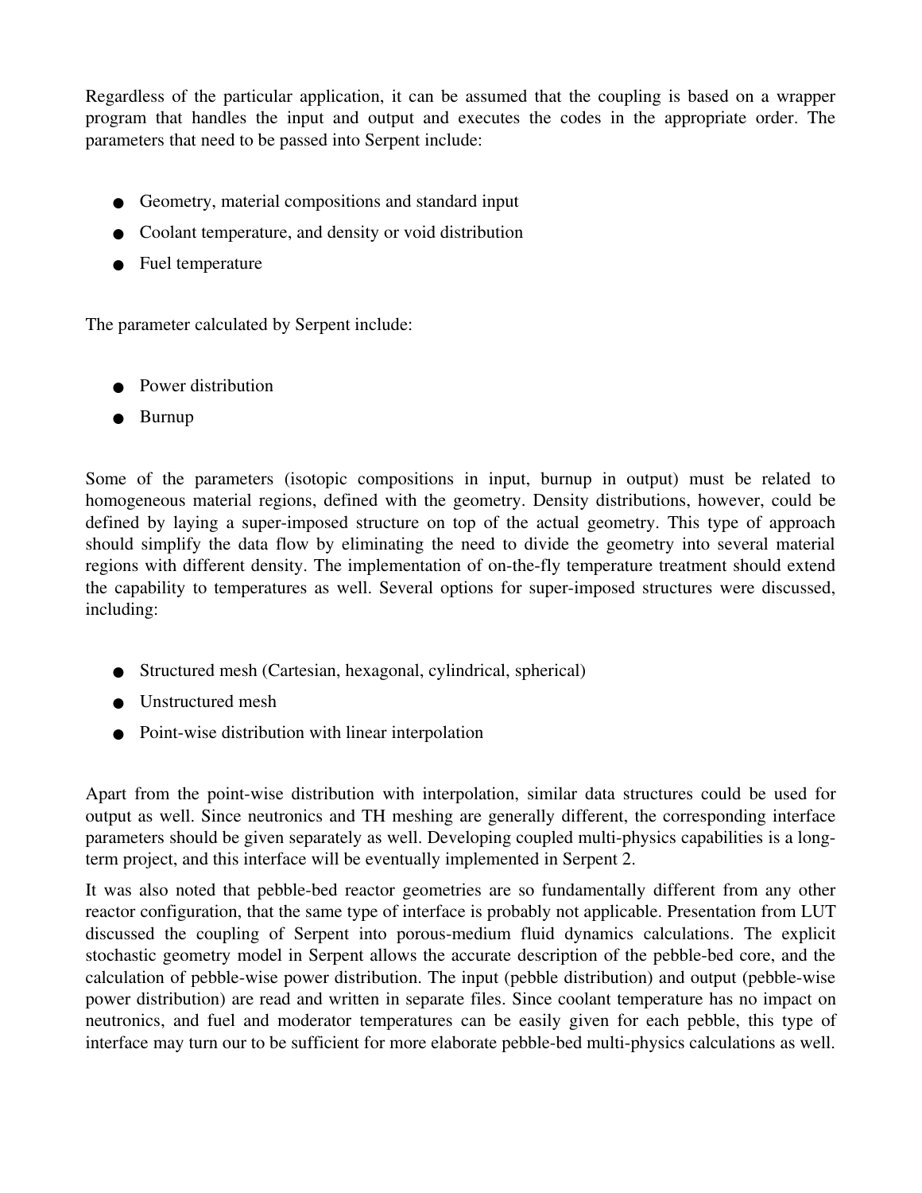Regardless of the particular application, it can be assumed that the coupling is based on a wrapper program that handles the input and output and executes the codes in the appropriate order. The parameters that need to be passed into Serpent include:

- Geometry, material compositions and standard input
- Coolant temperature, and density or void distribution
- Fuel temperature

The parameter calculated by Serpent include:

- Power distribution
- Burnup

Some of the parameters (isotopic compositions in input, burnup in output) must be related to homogeneous material regions, defined with the geometry. Density distributions, however, could be defined by laying a super-imposed structure on top of the actual geometry. This type of approach should simplify the data flow by eliminating the need to divide the geometry into several material regions with different density. The implementation of on-the-fly temperature treatment should extend the capability to temperatures as well. Several options for super-imposed structures were discussed, including:

- Structured mesh (Cartesian, hexagonal, cylindrical, spherical)
- Unstructured mesh
- Point-wise distribution with linear interpolation

Apart from the point-wise distribution with interpolation, similar data structures could be used for output as well. Since neutronics and TH meshing are generally different, the corresponding interface parameters should be given separately as well. Developing coupled multi-physics capabilities is a long-term project, and this interface will be eventually implemented in Serpent 2.

It was also noted that pebble-bed reactor geometries are so fundamentally different from any other reactor configuration, that the same type of interface is probably not applicable. Presentation from LUT discussed the coupling of Serpent into porous-medium fluid dynamics calculations. The explicit stochastic geometry model in Serpent allows the accurate description of the pebble-bed core, and the calculation of pebble-wise power distribution. The input (pebble distribution) and output (pebble-wise power distribution) are read and written in separate files. Since coolant temperature has no impact on neutronics, and fuel and moderator temperatures can be easily given for each pebble, this type of interface may turn our to be sufficient for more elaborate pebble-bed multi-physics calculations as well.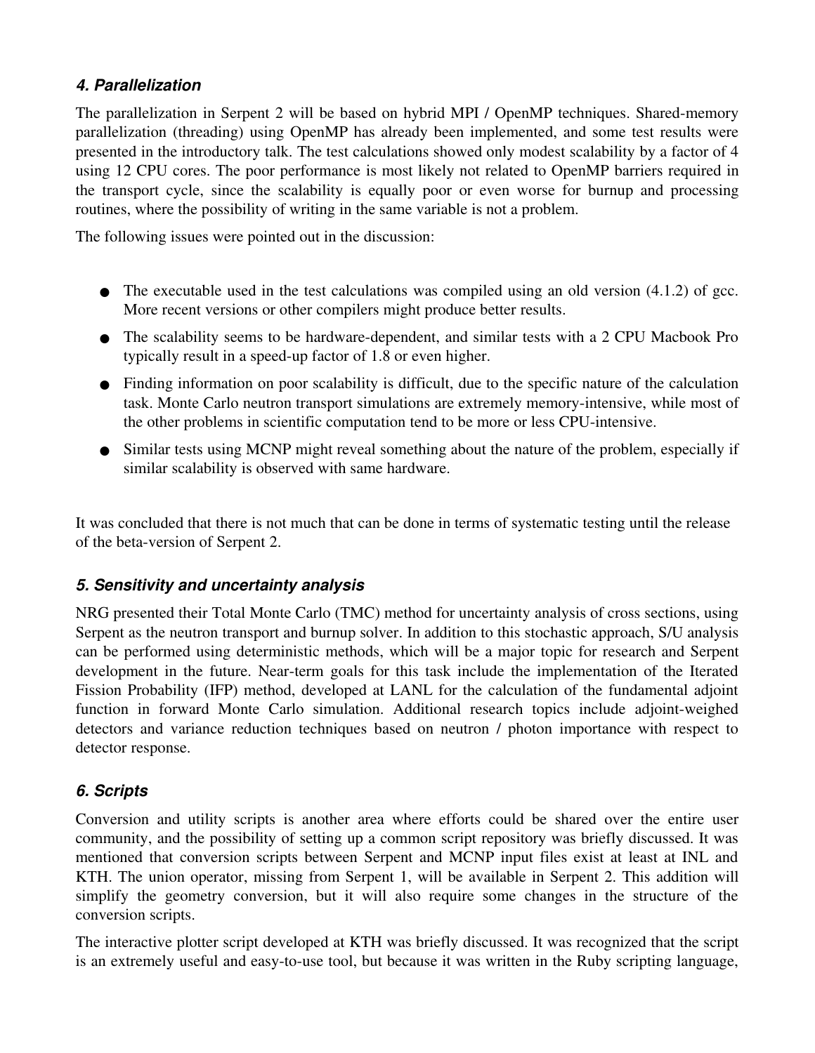### *4. Parallelization*

The parallelization in Serpent 2 will be based on hybrid MPI / OpenMP techniques. Shared-memory parallelization (threading) using OpenMP has already been implemented, and some test results were presented in the introductory talk. The test calculations showed only modest scalability by a factor of 4 using 12 CPU cores. The poor performance is most likely not related to OpenMP barriers required in the transport cycle, since the scalability is equally poor or even worse for burnup and processing routines, where the possibility of writing in the same variable is not a problem.

The following issues were pointed out in the discussion:

- The executable used in the test calculations was compiled using an old version (4.1.2) of gcc. More recent versions or other compilers might produce better results.
- The scalability seems to be hardware-dependent, and similar tests with a 2 CPU Macbook Pro typically result in a speed-up factor of 1.8 or even higher.
- Finding information on poor scalability is difficult, due to the specific nature of the calculation task. Monte Carlo neutron transport simulations are extremely memory-intensive, while most of the other problems in scientific computation tend to be more or less CPU-intensive.
- Similar tests using MCNP might reveal something about the nature of the problem, especially if similar scalability is observed with same hardware.

It was concluded that there is not much that can be done in terms of systematic testing until the release of the beta-version of Serpent 2.

### *5. Sensitivity and uncertainty analysis*

NRG presented their Total Monte Carlo (TMC) method for uncertainty analysis of cross sections, using Serpent as the neutron transport and burnup solver. In addition to this stochastic approach, S/U analysis can be performed using deterministic methods, which will be a major topic for research and Serpent development in the future. Near-term goals for this task include the implementation of the Iterated Fission Probability (IFP) method, developed at LANL for the calculation of the fundamental adjoint function in forward Monte Carlo simulation. Additional research topics include adjoint-weighed detectors and variance reduction techniques based on neutron / photon importance with respect to detector response.

### *6. Scripts*

Conversion and utility scripts is another area where efforts could be shared over the entire user community, and the possibility of setting up a common script repository was briefly discussed. It was mentioned that conversion scripts between Serpent and MCNP input files exist at least at INL and KTH. The union operator, missing from Serpent 1, will be available in Serpent 2. This addition will simplify the geometry conversion, but it will also require some changes in the structure of the conversion scripts.

The interactive plotter script developed at KTH was briefly discussed. It was recognized that the script is an extremely useful and easy-to-use tool, but because it was written in the Ruby scripting language,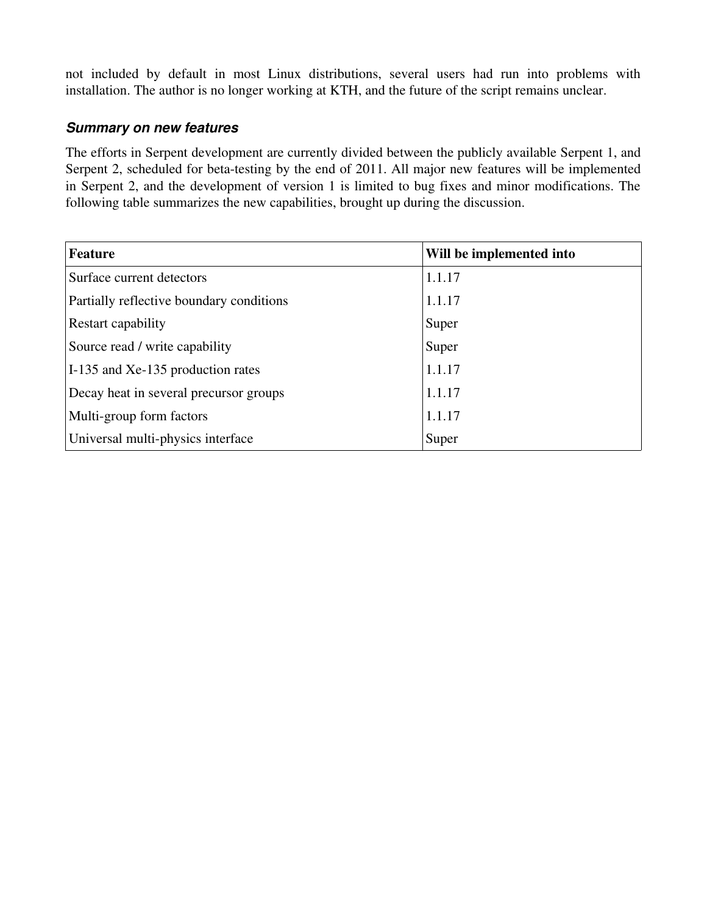not included by default in most Linux distributions, several users had run into problems with installation. The author is no longer working at KTH, and the future of the script remains unclear.

### *Summary on new features*

The efforts in Serpent development are currently divided between the publicly available Serpent 1, and Serpent 2, scheduled for beta-testing by the end of 2011. All major new features will be implemented in Serpent 2, and the development of version 1 is limited to bug fixes and minor modifications. The following table summarizes the new capabilities, brought up during the discussion.

| **Feature** | **Will be implemented into** |
|---|---|
| Surface current detectors | 1.1.17 |
| Partially reflective boundary conditions | 1.1.17 |
| Restart capability | Super |
| Source read / write capability | Super |
| I-135 and Xe-135 production rates | 1.1.17 |
| Decay heat in several precursor groups | 1.1.17 |
| Multi-group form factors | 1.1.17 |
| Universal multi-physics interface | Super |